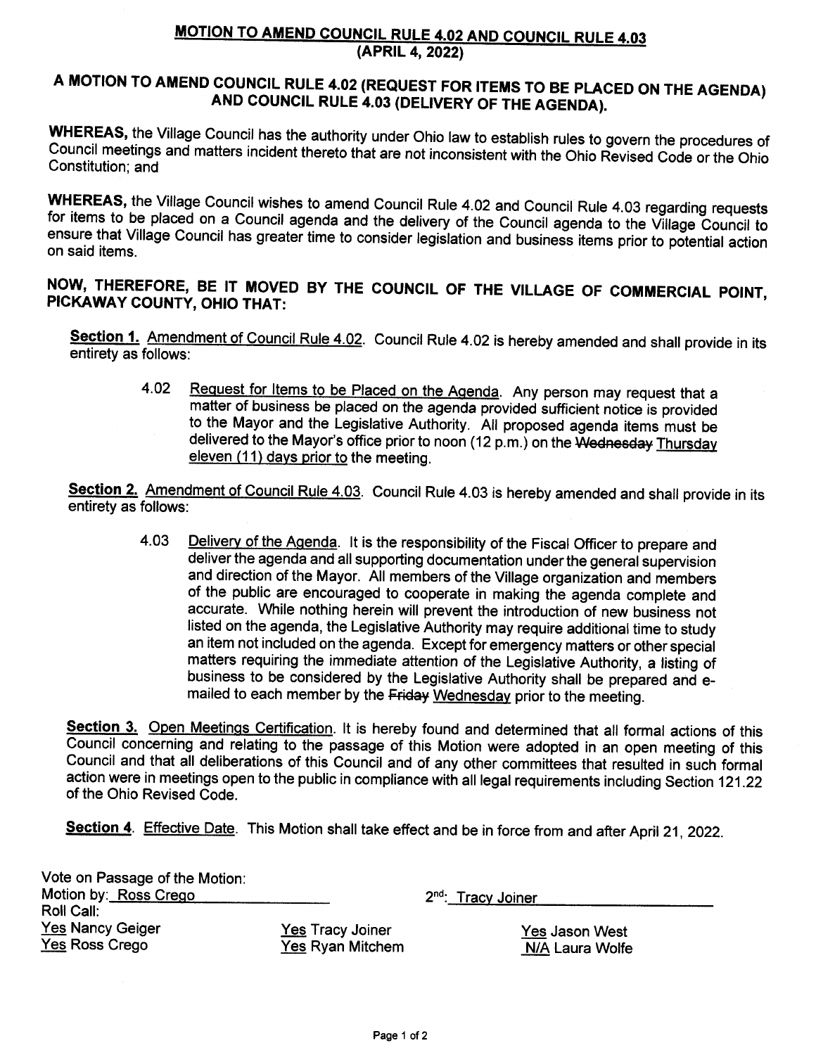# MOTION TO AMEND COUNCIL RULE 4.02 AND COUNCIL RULE 4.03 (APRIL 4, 2022)

## A MOTION TO AMEND COUNCIL RULE 4.02 (REQUEST FOR ITEMS TO BE PLACED ON THE AGENDA) AND COUNCIL RULE 4.03 (DELIVERY OF THE AGENDA).

**WHEREAS,** the Village Council has the authority under Ohio law to establish rules to govern the procedures of Council meetings and matters incident thereto that are not inconsistent with the Ohio Revised Code or the Ohio Constitution; and

**WHEREAS,** the Village Council wishes to amend Council Rule 4.02 and Council Rule 4.03 regarding requests for items to be placed on a Council agenda and the delivery of the Council agenda to the Village Council to ensure that Village Council has greater time to consider legislation and business items prior to potential action on said items.

**NOW, THEREFORE, BE IT MOVED BY THE COUNCIL OF THE VILLAGE OF COMMERCIAL POINT, PICKAWAY COUNTY, OHIO THAT:**

**Section 1.** Amendment of Council Rule 4.02. Council Rule 4.02 is hereby amended and shall provide in its entirety as follows:

> 4.02 Request for Items to be Placed on the Agenda. Any person may request that a matter of business be placed on the agenda provided sufficient notice is provided to the Mayor and the Legislative Authority. All proposed agenda items must be delivered to the Mayor's office prior to noon (12 p.m.) on the ~~Wednesday~~ Thursday eleven (11) days prior to the meeting.

**Section 2.** Amendment of Council Rule 4.03. Council Rule 4.03 is hereby amended and shall provide in its entirety as follows:

> 4.03 Delivery of the Agenda. It is the responsibility of the Fiscal Officer to prepare and deliver the agenda and all supporting documentation under the general supervision and direction of the Mayor. All members of the Village organization and members of the public are encouraged to cooperate in making the agenda complete and accurate. While nothing herein will prevent the introduction of new business not listed on the agenda, the Legislative Authority may require additional time to study an item not included on the agenda. Except for emergency matters or other special matters requiring the immediate attention of the Legislative Authority, a listing of business to be considered by the Legislative Authority shall be prepared and e-mailed to each member by the ~~Friday~~ Wednesday prior to the meeting.

**Section 3.** Open Meetings Certification. It is hereby found and determined that all formal actions of this Council concerning and relating to the passage of this Motion were adopted in an open meeting of this Council and that all deliberations of this Council and of any other committees that resulted in such formal action were in meetings open to the public in compliance with all legal requirements including Section 121.22 of the Ohio Revised Code.

**Section 4**. Effective Date. This Motion shall take effect and be in force from and after April 21, 2022.

Vote on Passage of the Motion:
Motion by: Ross Crego

2nd: Tracy Joiner

Roll Call:

| | | |
|---|---|---|
| Yes Nancy Geiger | Yes Tracy Joiner | Yes Jason West |
| Yes Ross Crego | Yes Ryan Mitchem | N/A Laura Wolfe |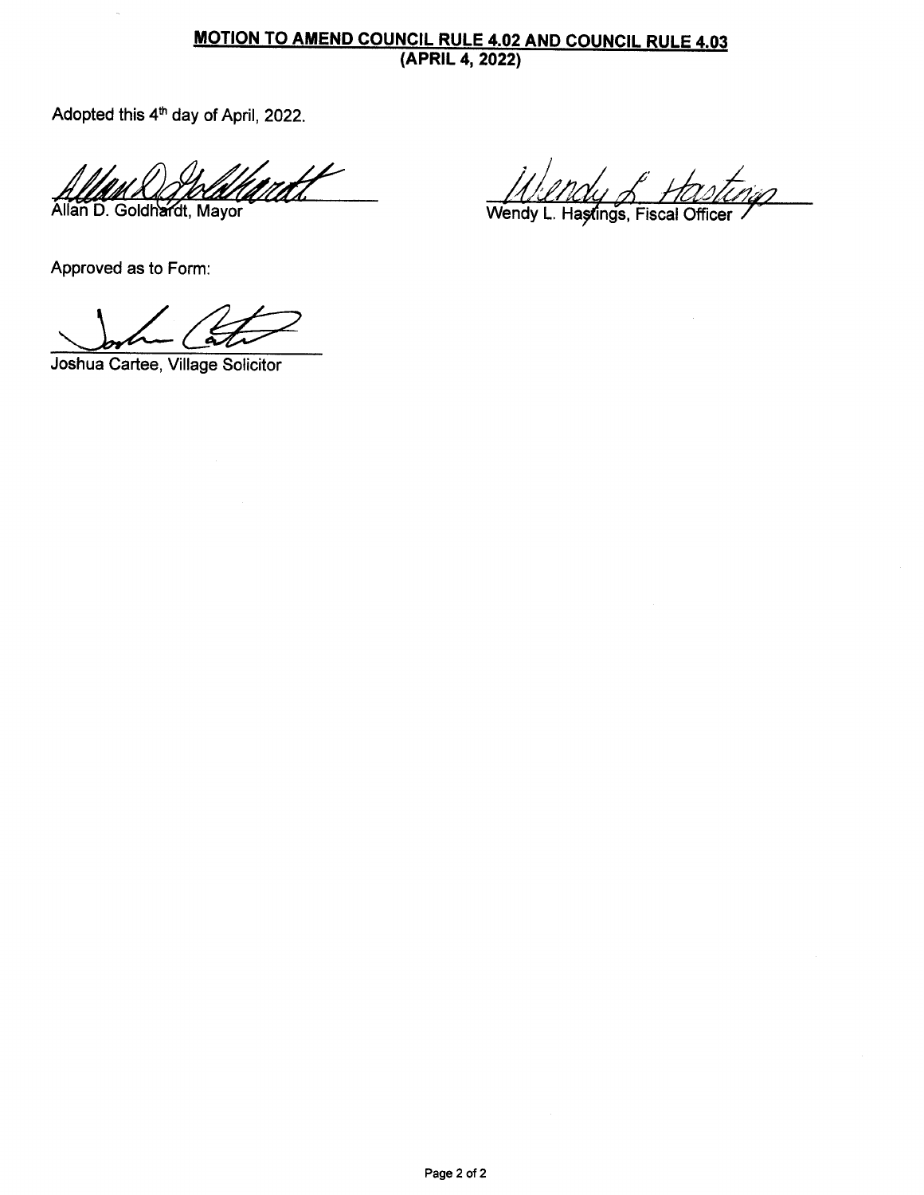**MOTION TO AMEND COUNCIL RULE 4.02 AND COUNCIL RULE 4.03**
**(APRIL 4, 2022)**

Adopted this 4th day of April, 2022.

Allan D. Goldhardt, Mayor

Wendy L. Hastings, Fiscal Officer

Approved as to Form:

Joshua Cartee, Village Solicitor